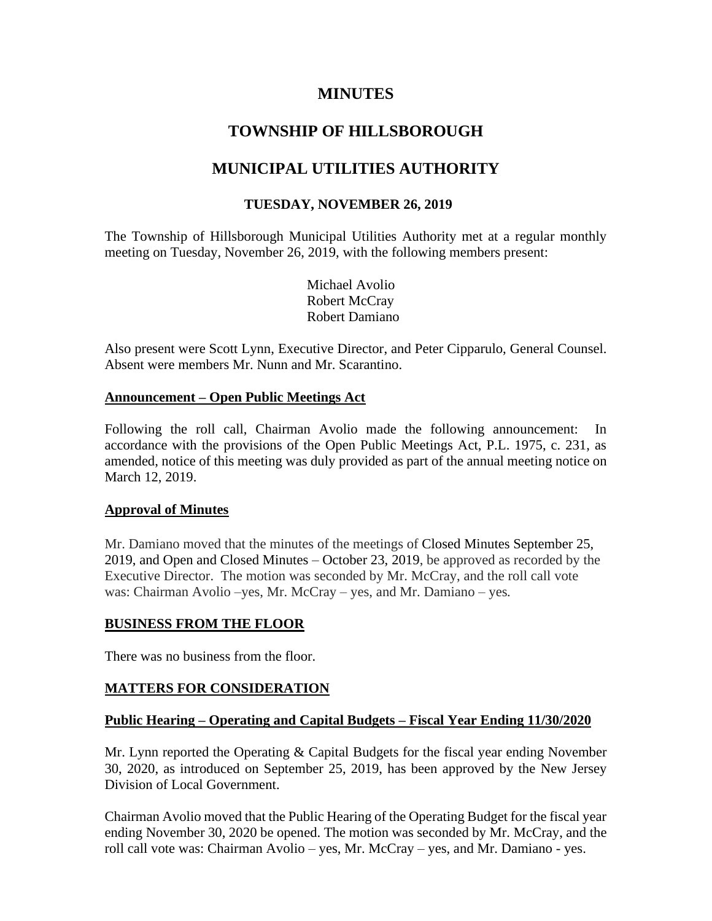# MINUTES

# TOWNSHIP OF HILLSBOROUGH

# MUNICIPAL UTILITIES AUTHORITY

### TUESDAY, NOVEMBER 26, 2019

The Township of Hillsborough Municipal Utilities Authority met at a regular monthly meeting on Tuesday, November 26, 2019, with the following members present:

Michael Avolio
Robert McCray
Robert Damiano

Also present were Scott Lynn, Executive Director, and Peter Cipparulo, General Counsel. Absent were members Mr. Nunn and Mr. Scarantino.

**Announcement – Open Public Meetings Act**

Following the roll call, Chairman Avolio made the following announcement: In accordance with the provisions of the Open Public Meetings Act, P.L. 1975, c. 231, as amended, notice of this meeting was duly provided as part of the annual meeting notice on March 12, 2019.

**Approval of Minutes**

Mr. Damiano moved that the minutes of the meetings of Closed Minutes September 25, 2019, and Open and Closed Minutes – October 23, 2019, be approved as recorded by the Executive Director. The motion was seconded by Mr. McCray, and the roll call vote was: Chairman Avolio –yes, Mr. McCray – yes, and Mr. Damiano – yes.

**BUSINESS FROM THE FLOOR**

There was no business from the floor.

**MATTERS FOR CONSIDERATION**

**Public Hearing – Operating and Capital Budgets – Fiscal Year Ending 11/30/2020**

Mr. Lynn reported the Operating & Capital Budgets for the fiscal year ending November 30, 2020, as introduced on September 25, 2019, has been approved by the New Jersey Division of Local Government.

Chairman Avolio moved that the Public Hearing of the Operating Budget for the fiscal year ending November 30, 2020 be opened. The motion was seconded by Mr. McCray, and the roll call vote was: Chairman Avolio – yes, Mr. McCray – yes, and Mr. Damiano - yes.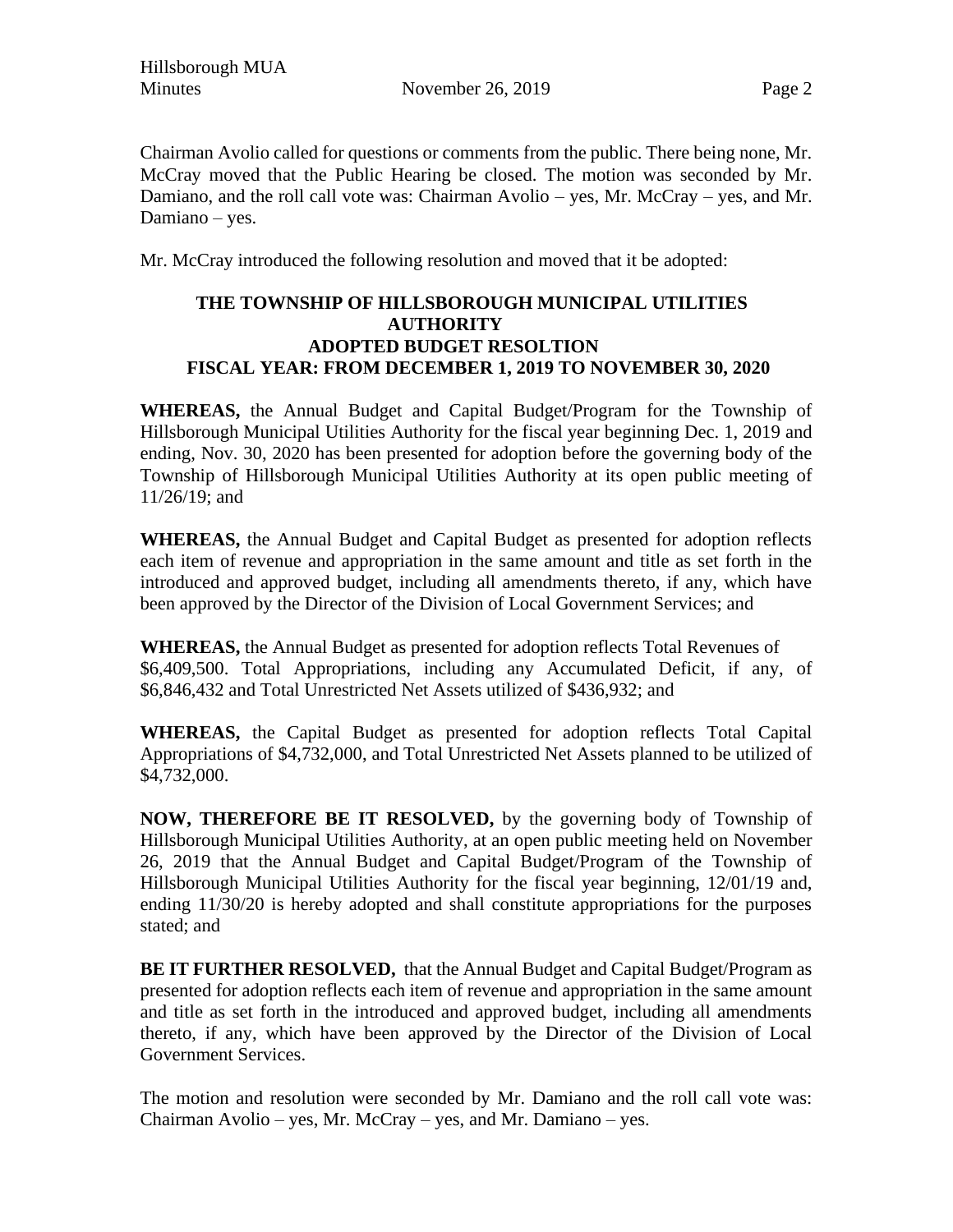Chairman Avolio called for questions or comments from the public. There being none, Mr. McCray moved that the Public Hearing be closed. The motion was seconded by Mr. Damiano, and the roll call vote was: Chairman Avolio – yes, Mr. McCray – yes, and Mr. Damiano – yes.

Mr. McCray introduced the following resolution and moved that it be adopted:

**THE TOWNSHIP OF HILLSBOROUGH MUNICIPAL UTILITIES AUTHORITY**
**ADOPTED BUDGET RESOLTION**
**FISCAL YEAR: FROM DECEMBER 1, 2019 TO NOVEMBER 30, 2020**

**WHEREAS,** the Annual Budget and Capital Budget/Program for the Township of Hillsborough Municipal Utilities Authority for the fiscal year beginning Dec. 1, 2019 and ending, Nov. 30, 2020 has been presented for adoption before the governing body of the Township of Hillsborough Municipal Utilities Authority at its open public meeting of 11/26/19; and

**WHEREAS,** the Annual Budget and Capital Budget as presented for adoption reflects each item of revenue and appropriation in the same amount and title as set forth in the introduced and approved budget, including all amendments thereto, if any, which have been approved by the Director of the Division of Local Government Services; and

**WHEREAS,** the Annual Budget as presented for adoption reflects Total Revenues of $6,409,500. Total Appropriations, including any Accumulated Deficit, if any, of $6,846,432 and Total Unrestricted Net Assets utilized of $436,932; and

**WHEREAS,** the Capital Budget as presented for adoption reflects Total Capital Appropriations of $4,732,000, and Total Unrestricted Net Assets planned to be utilized of $4,732,000.

**NOW, THEREFORE BE IT RESOLVED,** by the governing body of Township of Hillsborough Municipal Utilities Authority, at an open public meeting held on November 26, 2019 that the Annual Budget and Capital Budget/Program of the Township of Hillsborough Municipal Utilities Authority for the fiscal year beginning, 12/01/19 and, ending 11/30/20 is hereby adopted and shall constitute appropriations for the purposes stated; and

**BE IT FURTHER RESOLVED,** that the Annual Budget and Capital Budget/Program as presented for adoption reflects each item of revenue and appropriation in the same amount and title as set forth in the introduced and approved budget, including all amendments thereto, if any, which have been approved by the Director of the Division of Local Government Services.

The motion and resolution were seconded by Mr. Damiano and the roll call vote was: Chairman Avolio – yes, Mr. McCray – yes, and Mr. Damiano – yes.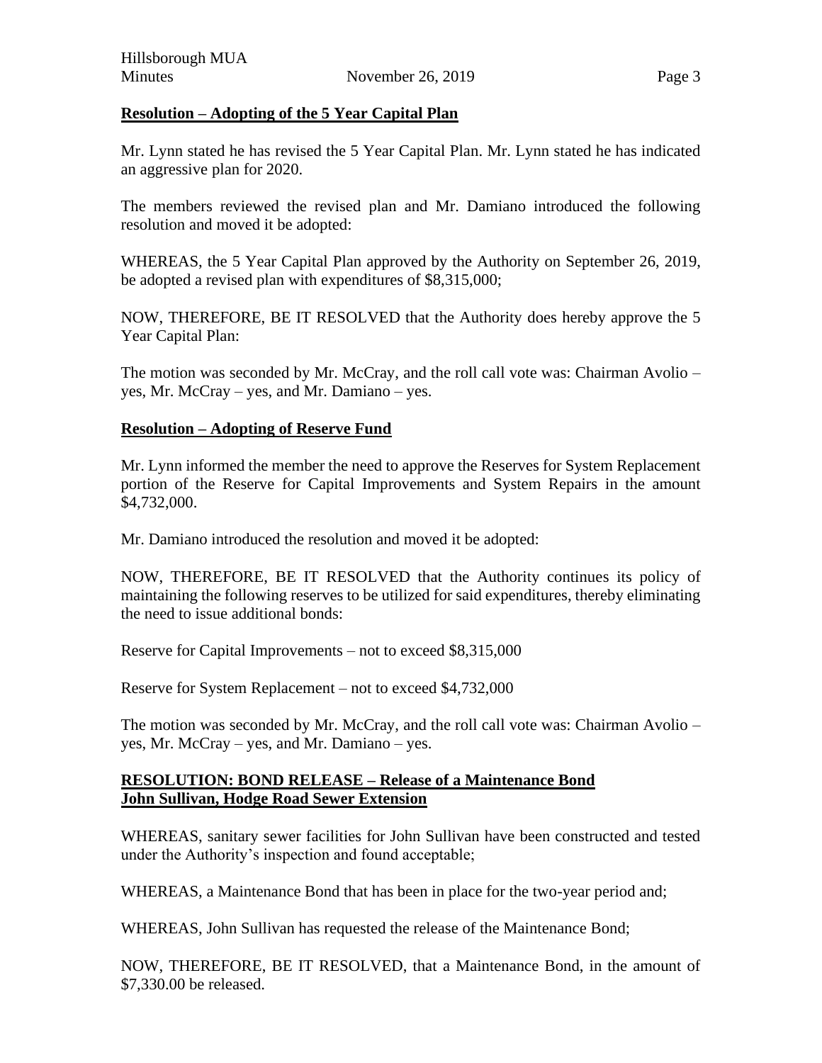**Resolution – Adopting of the 5 Year Capital Plan**

Mr. Lynn stated he has revised the 5 Year Capital Plan. Mr. Lynn stated he has indicated an aggressive plan for 2020.

The members reviewed the revised plan and Mr. Damiano introduced the following resolution and moved it be adopted:

WHEREAS, the 5 Year Capital Plan approved by the Authority on September 26, 2019, be adopted a revised plan with expenditures of $8,315,000;

NOW, THEREFORE, BE IT RESOLVED that the Authority does hereby approve the 5 Year Capital Plan:

The motion was seconded by Mr. McCray, and the roll call vote was: Chairman Avolio – yes, Mr. McCray – yes, and Mr. Damiano – yes.

**Resolution – Adopting of Reserve Fund**

Mr. Lynn informed the member the need to approve the Reserves for System Replacement portion of the Reserve for Capital Improvements and System Repairs in the amount $4,732,000.

Mr. Damiano introduced the resolution and moved it be adopted:

NOW, THEREFORE, BE IT RESOLVED that the Authority continues its policy of maintaining the following reserves to be utilized for said expenditures, thereby eliminating the need to issue additional bonds:

Reserve for Capital Improvements – not to exceed $8,315,000

Reserve for System Replacement – not to exceed $4,732,000

The motion was seconded by Mr. McCray, and the roll call vote was: Chairman Avolio – yes, Mr. McCray – yes, and Mr. Damiano – yes.

**RESOLUTION: BOND RELEASE – Release of a Maintenance Bond**
**John Sullivan, Hodge Road Sewer Extension**

WHEREAS, sanitary sewer facilities for John Sullivan have been constructed and tested under the Authority's inspection and found acceptable;

WHEREAS, a Maintenance Bond that has been in place for the two-year period and;

WHEREAS, John Sullivan has requested the release of the Maintenance Bond;

NOW, THEREFORE, BE IT RESOLVED, that a Maintenance Bond, in the amount of $7,330.00 be released.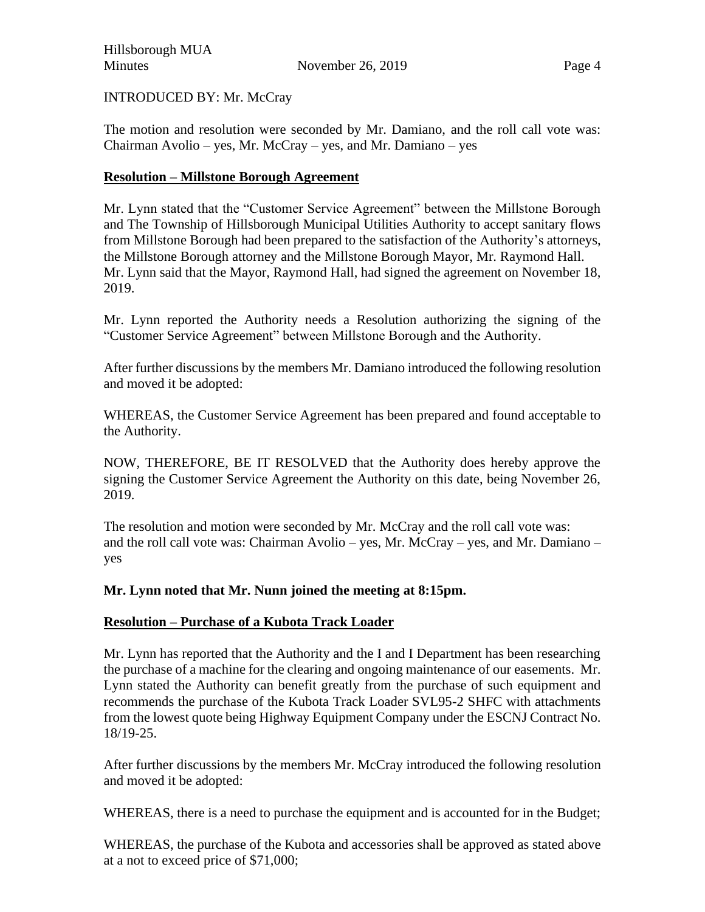INTRODUCED BY: Mr. McCray

The motion and resolution were seconded by Mr. Damiano, and the roll call vote was: Chairman Avolio – yes, Mr. McCray – yes, and Mr. Damiano – yes

**<u>Resolution – Millstone Borough Agreement</u>**

Mr. Lynn stated that the "Customer Service Agreement" between the Millstone Borough and The Township of Hillsborough Municipal Utilities Authority to accept sanitary flows from Millstone Borough had been prepared to the satisfaction of the Authority's attorneys, the Millstone Borough attorney and the Millstone Borough Mayor, Mr. Raymond Hall. Mr. Lynn said that the Mayor, Raymond Hall, had signed the agreement on November 18, 2019.

Mr. Lynn reported the Authority needs a Resolution authorizing the signing of the "Customer Service Agreement" between Millstone Borough and the Authority.

After further discussions by the members Mr. Damiano introduced the following resolution and moved it be adopted:

WHEREAS, the Customer Service Agreement has been prepared and found acceptable to the Authority.

NOW, THEREFORE, BE IT RESOLVED that the Authority does hereby approve the signing the Customer Service Agreement the Authority on this date, being November 26, 2019.

The resolution and motion were seconded by Mr. McCray and the roll call vote was:
and the roll call vote was: Chairman Avolio – yes, Mr. McCray – yes, and Mr. Damiano – yes

**Mr. Lynn noted that Mr. Nunn joined the meeting at 8:15pm.**

**<u>Resolution – Purchase of a Kubota Track Loader</u>**

Mr. Lynn has reported that the Authority and the I and I Department has been researching the purchase of a machine for the clearing and ongoing maintenance of our easements. Mr. Lynn stated the Authority can benefit greatly from the purchase of such equipment and recommends the purchase of the Kubota Track Loader SVL95-2 SHFC with attachments from the lowest quote being Highway Equipment Company under the ESCNJ Contract No. 18/19-25.

After further discussions by the members Mr. McCray introduced the following resolution and moved it be adopted:

WHEREAS, there is a need to purchase the equipment and is accounted for in the Budget;

WHEREAS, the purchase of the Kubota and accessories shall be approved as stated above at a not to exceed price of $71,000;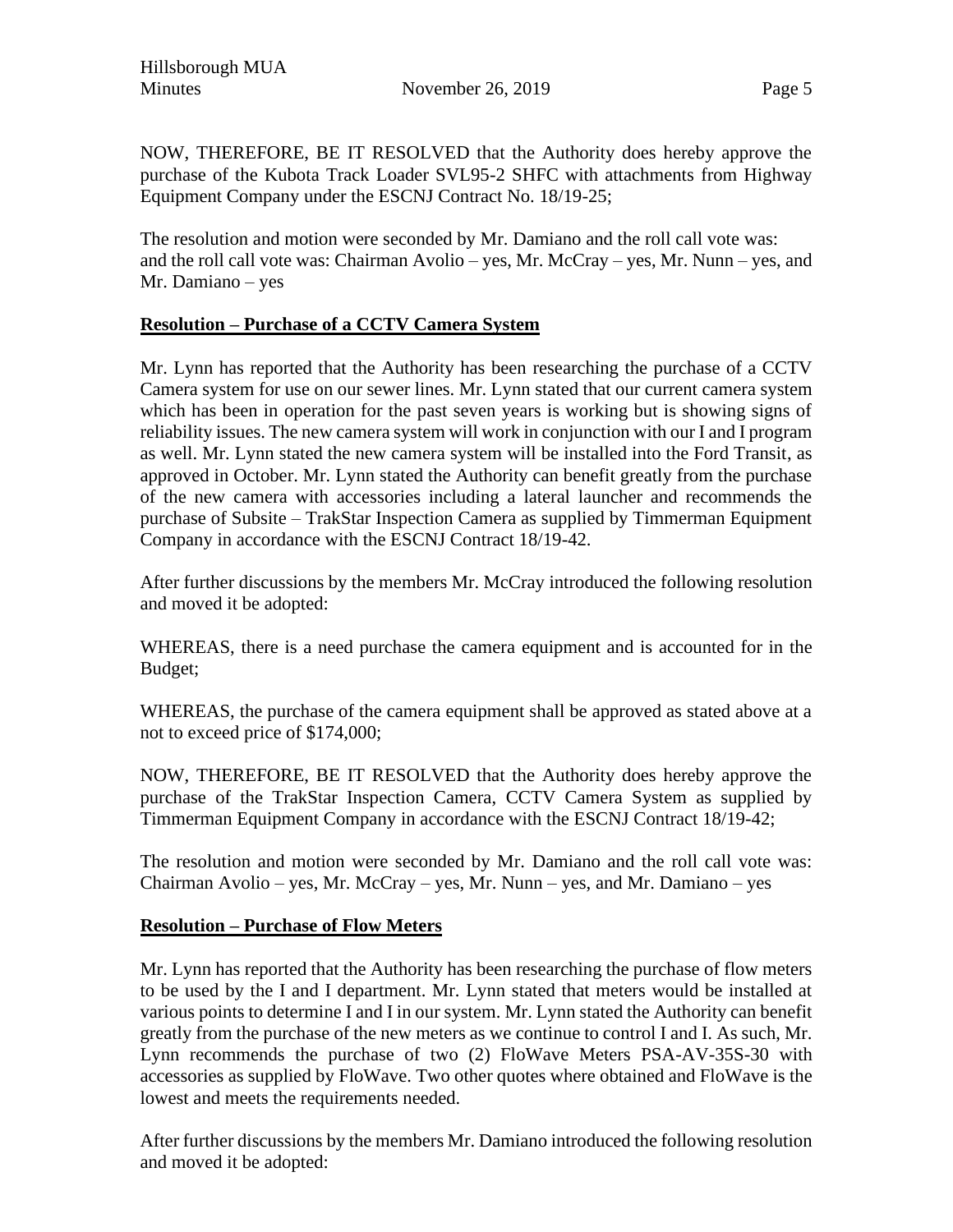NOW, THEREFORE, BE IT RESOLVED that the Authority does hereby approve the purchase of the Kubota Track Loader SVL95-2 SHFC with attachments from Highway Equipment Company under the ESCNJ Contract No. 18/19-25;

The resolution and motion were seconded by Mr. Damiano and the roll call vote was: and the roll call vote was: Chairman Avolio – yes, Mr. McCray – yes, Mr. Nunn – yes, and Mr. Damiano – yes

**Resolution – Purchase of a CCTV Camera System**

Mr. Lynn has reported that the Authority has been researching the purchase of a CCTV Camera system for use on our sewer lines. Mr. Lynn stated that our current camera system which has been in operation for the past seven years is working but is showing signs of reliability issues. The new camera system will work in conjunction with our I and I program as well. Mr. Lynn stated the new camera system will be installed into the Ford Transit, as approved in October. Mr. Lynn stated the Authority can benefit greatly from the purchase of the new camera with accessories including a lateral launcher and recommends the purchase of Subsite – TrakStar Inspection Camera as supplied by Timmerman Equipment Company in accordance with the ESCNJ Contract 18/19-42.

After further discussions by the members Mr. McCray introduced the following resolution and moved it be adopted:

WHEREAS, there is a need purchase the camera equipment and is accounted for in the Budget;

WHEREAS, the purchase of the camera equipment shall be approved as stated above at a not to exceed price of $174,000;

NOW, THEREFORE, BE IT RESOLVED that the Authority does hereby approve the purchase of the TrakStar Inspection Camera, CCTV Camera System as supplied by Timmerman Equipment Company in accordance with the ESCNJ Contract 18/19-42;

The resolution and motion were seconded by Mr. Damiano and the roll call vote was: Chairman Avolio – yes, Mr. McCray – yes, Mr. Nunn – yes, and Mr. Damiano – yes

**Resolution – Purchase of Flow Meters**

Mr. Lynn has reported that the Authority has been researching the purchase of flow meters to be used by the I and I department. Mr. Lynn stated that meters would be installed at various points to determine I and I in our system. Mr. Lynn stated the Authority can benefit greatly from the purchase of the new meters as we continue to control I and I. As such, Mr. Lynn recommends the purchase of two (2) FloWave Meters PSA-AV-35S-30 with accessories as supplied by FloWave. Two other quotes where obtained and FloWave is the lowest and meets the requirements needed.

After further discussions by the members Mr. Damiano introduced the following resolution and moved it be adopted: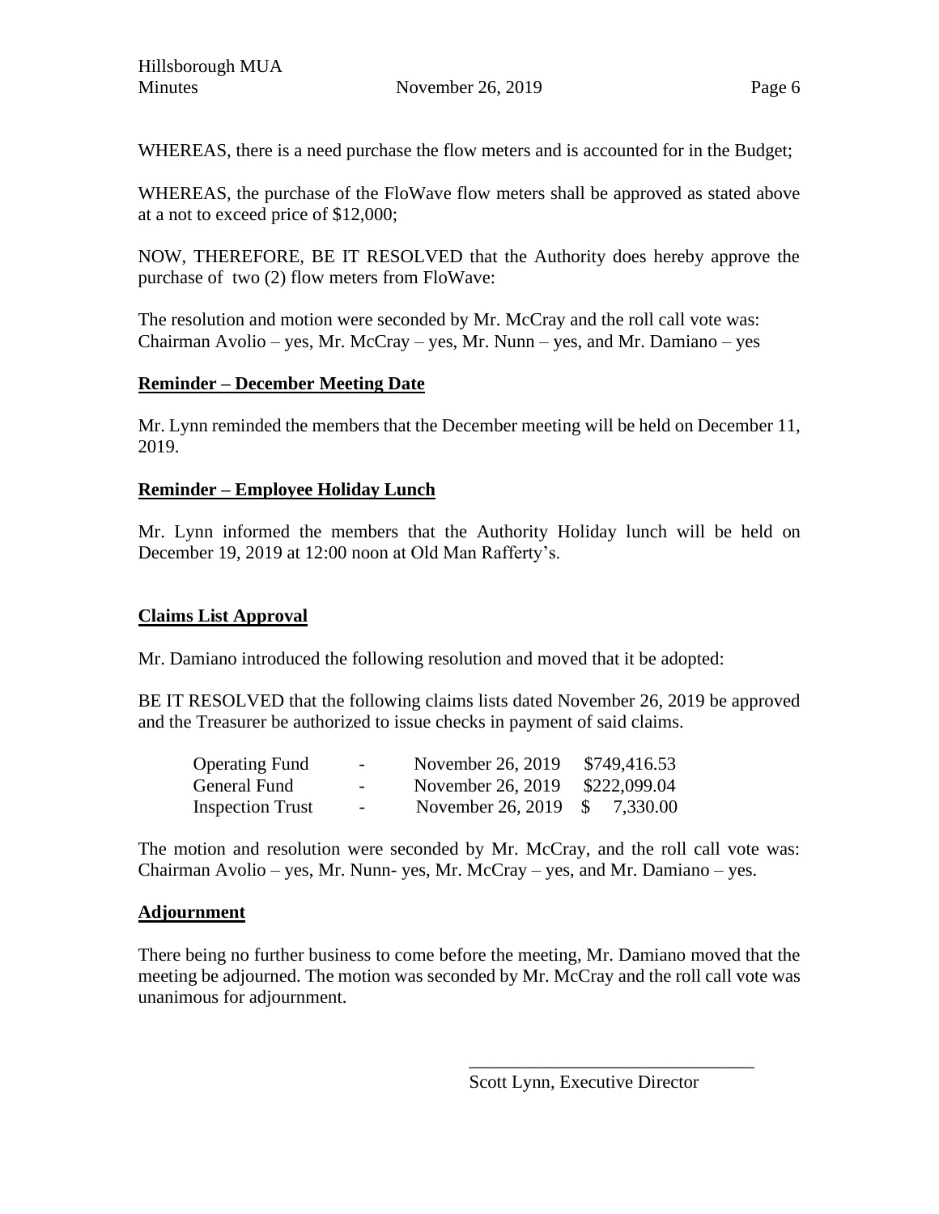WHEREAS, there is a need purchase the flow meters and is accounted for in the Budget;

WHEREAS, the purchase of the FloWave flow meters shall be approved as stated above at a not to exceed price of $12,000;

NOW, THEREFORE, BE IT RESOLVED that the Authority does hereby approve the purchase of two (2) flow meters from FloWave:

The resolution and motion were seconded by Mr. McCray and the roll call vote was: Chairman Avolio – yes, Mr. McCray – yes, Mr. Nunn – yes, and Mr. Damiano – yes

**Reminder – December Meeting Date**

Mr. Lynn reminded the members that the December meeting will be held on December 11, 2019.

**Reminder – Employee Holiday Lunch**

Mr. Lynn informed the members that the Authority Holiday lunch will be held on December 19, 2019 at 12:00 noon at Old Man Rafferty's.

**Claims List Approval**

Mr. Damiano introduced the following resolution and moved that it be adopted:

BE IT RESOLVED that the following claims lists dated November 26, 2019 be approved and the Treasurer be authorized to issue checks in payment of said claims.

| | | | |
|---|---|---|---|
| Operating Fund | - | November 26, 2019 | $749,416.53 |
| General Fund | - | November 26, 2019 | $222,099.04 |
| Inspection Trust | - | November 26, 2019 | $ 7,330.00 |

The motion and resolution were seconded by Mr. McCray, and the roll call vote was: Chairman Avolio – yes, Mr. Nunn- yes, Mr. McCray – yes, and Mr. Damiano – yes.

**Adjournment**

There being no further business to come before the meeting, Mr. Damiano moved that the meeting be adjourned. The motion was seconded by Mr. McCray and the roll call vote was unanimous for adjournment.

\_\_\_\_\_\_\_\_\_\_\_\_\_\_\_\_\_\_\_\_\_\_\_\_\_\_\_\_\_\_\_\_

Scott Lynn, Executive Director